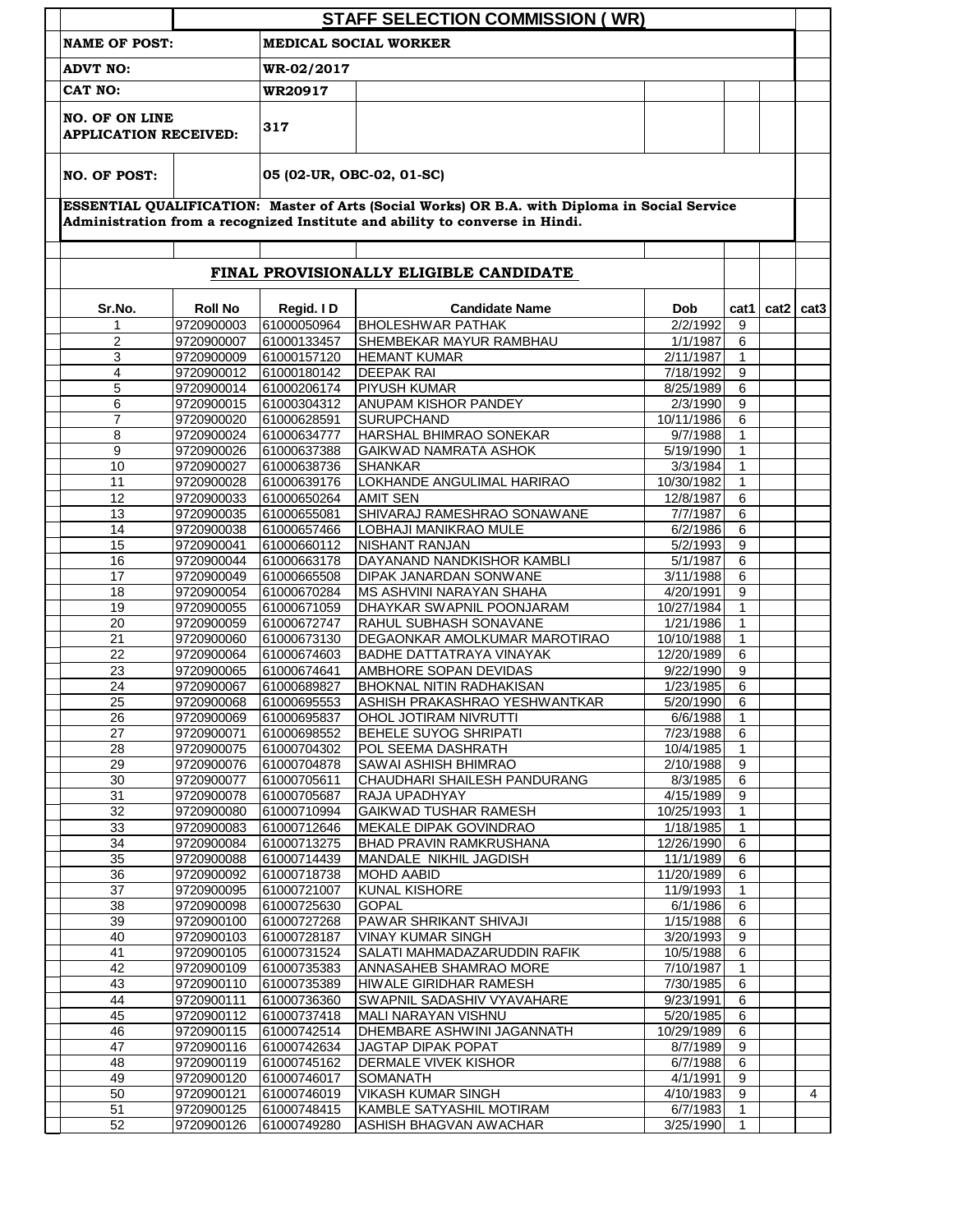# STAFF SELECTION COMMISSION ( WR)

**NAME OF POST:** MEDICAL SOCIAL WORKER

**ADVT NO:** WR-02/2017

**CAT NO:** WR20917

**NO. OF ON LINE APPLICATION RECEIVED:** 317

**NO. OF POST:** 05 (02-UR, OBC-02, 01-SC)

**ESSENTIAL QUALIFICATION: Master of Arts (Social Works) OR B.A. with Diploma in Social Service Administration from a recognized Institute and ability to converse in Hindi.**

## FINAL PROVISIONALLY ELIGIBLE CANDIDATE

| Sr.No. | Roll No | Regid. I D | Candidate Name | Dob | cat1 | cat2 | cat3 |
|---|---|---|---|---|---|---|---|
| 1 | 9720900003 | 61000050964 | BHOLESHWAR PATHAK | 2/2/1992 | 9 | | |
| 2 | 9720900007 | 61000133457 | SHEMBEKAR MAYUR RAMBHAU | 1/1/1987 | 6 | | |
| 3 | 9720900009 | 61000157120 | HEMANT KUMAR | 2/11/1987 | 1 | | |
| 4 | 9720900012 | 61000180142 | DEEPAK RAI | 7/18/1992 | 9 | | |
| 5 | 9720900014 | 61000206174 | PIYUSH KUMAR | 8/25/1989 | 6 | | |
| 6 | 9720900015 | 61000304312 | ANUPAM KISHOR PANDEY | 2/3/1990 | 9 | | |
| 7 | 9720900020 | 61000628591 | SURUPCHAND | 10/11/1986 | 6 | | |
| 8 | 9720900024 | 61000634777 | HARSHAL BHIMRAO SONEKAR | 9/7/1988 | 1 | | |
| 9 | 9720900026 | 61000637388 | GAIKWAD NAMRATA ASHOK | 5/19/1990 | 1 | | |
| 10 | 9720900027 | 61000638736 | SHANKAR | 3/3/1984 | 1 | | |
| 11 | 9720900028 | 61000639176 | LOKHANDE ANGULIMAL HARIRAO | 10/30/1982 | 1 | | |
| 12 | 9720900033 | 61000650264 | AMIT SEN | 12/8/1987 | 6 | | |
| 13 | 9720900035 | 61000655081 | SHIVARAJ RAMESHRAO SONAWANE | 7/7/1987 | 6 | | |
| 14 | 9720900038 | 61000657466 | LOBHAJI MANIKRAO MULE | 6/2/1986 | 6 | | |
| 15 | 9720900041 | 61000660112 | NISHANT RANJAN | 5/2/1993 | 9 | | |
| 16 | 9720900044 | 61000663178 | DAYANAND NANDKISHOR KAMBLI | 5/1/1987 | 6 | | |
| 17 | 9720900049 | 61000665508 | DIPAK JANARDAN SONWANE | 3/11/1988 | 6 | | |
| 18 | 9720900054 | 61000670284 | MS ASHVINI NARAYAN SHAHA | 4/20/1991 | 9 | | |
| 19 | 9720900055 | 61000671059 | DHAYKAR SWAPNIL POONJARAM | 10/27/1984 | 1 | | |
| 20 | 9720900059 | 61000672747 | RAHUL SUBHASH SONAVANE | 1/21/1986 | 1 | | |
| 21 | 9720900060 | 61000673130 | DEGAONKAR AMOLKUMAR MAROTIRAO | 10/10/1988 | 1 | | |
| 22 | 9720900064 | 61000674603 | BADHE DATTATRAYA VINAYAK | 12/20/1989 | 6 | | |
| 23 | 9720900065 | 61000674641 | AMBHORE SOPAN DEVIDAS | 9/22/1990 | 9 | | |
| 24 | 9720900067 | 61000689827 | BHOKNAL NITIN RADHAKISAN | 1/23/1985 | 6 | | |
| 25 | 9720900068 | 61000695553 | ASHISH PRAKASHRAO YESHWANTKAR | 5/20/1990 | 6 | | |
| 26 | 9720900069 | 61000695837 | OHOL JOTIRAM NIVRUTTI | 6/6/1988 | 1 | | |
| 27 | 9720900071 | 61000698552 | BEHELE SUYOG SHRIPATI | 7/23/1988 | 6 | | |
| 28 | 9720900075 | 61000704302 | POL SEEMA DASHRATH | 10/4/1985 | 1 | | |
| 29 | 9720900076 | 61000704878 | SAWAI ASHISH BHIMRAO | 2/10/1988 | 9 | | |
| 30 | 9720900077 | 61000705611 | CHAUDHARI SHAILESH PANDURANG | 8/3/1985 | 6 | | |
| 31 | 9720900078 | 61000705687 | RAJA UPADHYAY | 4/15/1989 | 9 | | |
| 32 | 9720900080 | 61000710994 | GAIKWAD TUSHAR RAMESH | 10/25/1993 | 1 | | |
| 33 | 9720900083 | 61000712646 | MEKALE DIPAK GOVINDRAO | 1/18/1985 | 1 | | |
| 34 | 9720900084 | 61000713275 | BHAD PRAVIN RAMKRUSHANA | 12/26/1990 | 6 | | |
| 35 | 9720900088 | 61000714439 | MANDALE NIKHIL JAGDISH | 11/1/1989 | 6 | | |
| 36 | 9720900092 | 61000718738 | MOHD AABID | 11/20/1989 | 6 | | |
| 37 | 9720900095 | 61000721007 | KUNAL KISHORE | 11/9/1993 | 1 | | |
| 38 | 9720900098 | 61000725630 | GOPAL | 6/1/1986 | 6 | | |
| 39 | 9720900100 | 61000727268 | PAWAR SHRIKANT SHIVAJI | 1/15/1988 | 6 | | |
| 40 | 9720900103 | 61000728187 | VINAY KUMAR SINGH | 3/20/1993 | 9 | | |
| 41 | 9720900105 | 61000731524 | SALATI MAHMADAZARUDDIN RAFIK | 10/5/1988 | 6 | | |
| 42 | 9720900109 | 61000735383 | ANNASAHEB SHAMRAO MORE | 7/10/1987 | 1 | | |
| 43 | 9720900110 | 61000735389 | HIWALE GIRIDHAR RAMESH | 7/30/1985 | 6 | | |
| 44 | 9720900111 | 61000736360 | SWAPNIL SADASHIV VYAVAHARE | 9/23/1991 | 6 | | |
| 45 | 9720900112 | 61000737418 | MALI NARAYAN VISHNU | 5/20/1985 | 6 | | |
| 46 | 9720900115 | 61000742514 | DHEMBARE ASHWINI JAGANNATH | 10/29/1989 | 6 | | |
| 47 | 9720900116 | 61000742634 | JAGTAP DIPAK POPAT | 8/7/1989 | 9 | | |
| 48 | 9720900119 | 61000745162 | DERMALE VIVEK KISHOR | 6/7/1988 | 6 | | |
| 49 | 9720900120 | 61000746017 | SOMANATH | 4/1/1991 | 9 | | |
| 50 | 9720900121 | 61000746019 | VIKASH KUMAR SINGH | 4/10/1983 | 9 | | 4 |
| 51 | 9720900125 | 61000748415 | KAMBLE SATYASHIL MOTIRAM | 6/7/1983 | 1 | | |
| 52 | 9720900126 | 61000749280 | ASHISH BHAGVAN AWACHAR | 3/25/1990 | 1 | | |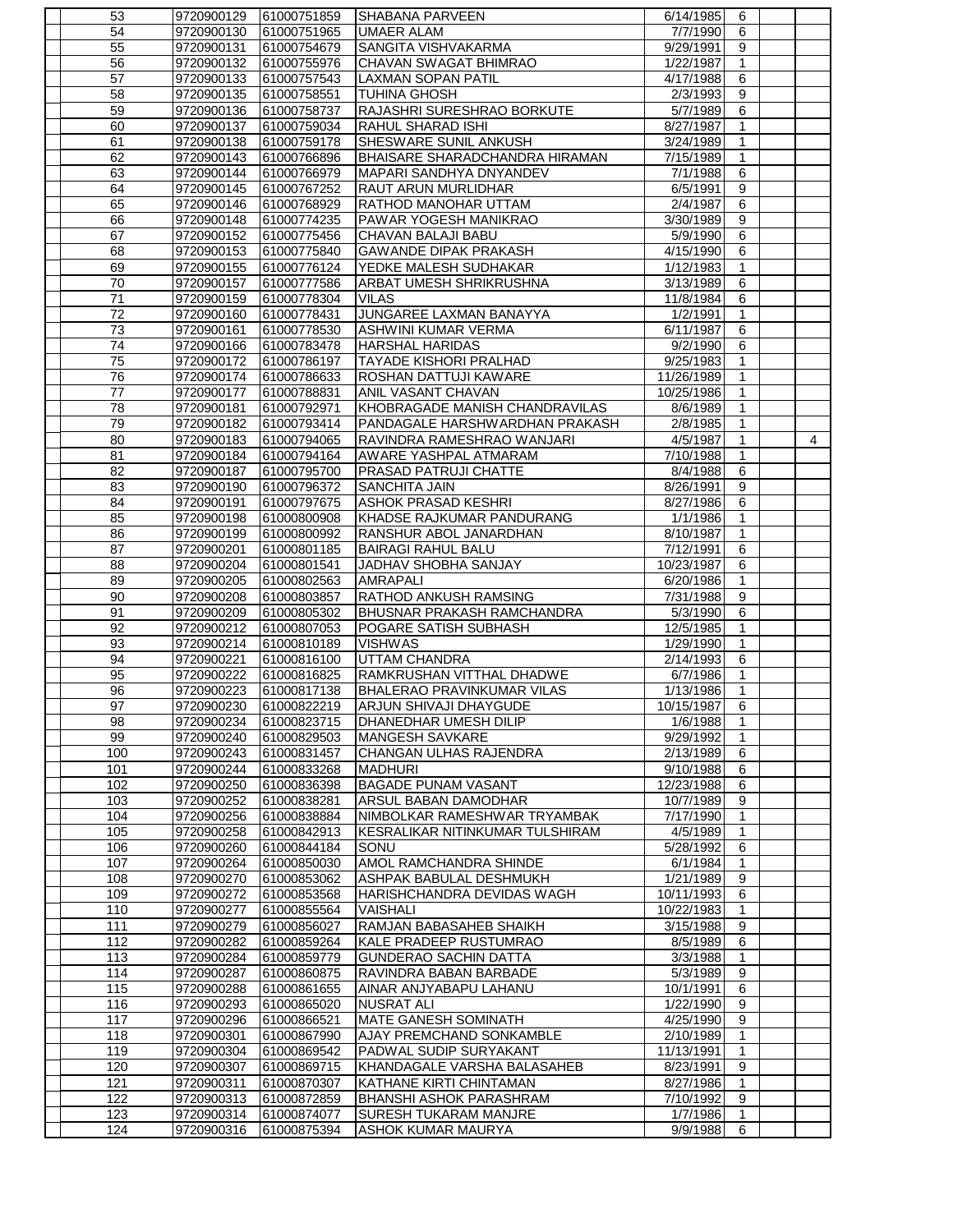| | | | | | | | | |
|---|---|---|---|---|---|---|---|---|
| | 53 | 9720900129 | 61000751859 | SHABANA PARVEEN | 6/14/1985 | 6 | | |
| | 54 | 9720900130 | 61000751965 | UMAER ALAM | 7/7/1990 | 6 | | |
| | 55 | 9720900131 | 61000754679 | SANGITA VISHVAKARMA | 9/29/1991 | 9 | | |
| | 56 | 9720900132 | 61000755976 | CHAVAN SWAGAT BHIMRAO | 1/22/1987 | 1 | | |
| | 57 | 9720900133 | 61000757543 | LAXMAN SOPAN PATIL | 4/17/1988 | 6 | | |
| | 58 | 9720900135 | 61000758551 | TUHINA GHOSH | 2/3/1993 | 9 | | |
| | 59 | 9720900136 | 61000758737 | RAJASHRI SURESHRAO BORKUTE | 5/7/1989 | 6 | | |
| | 60 | 9720900137 | 61000759034 | RAHUL SHARAD ISHI | 8/27/1987 | 1 | | |
| | 61 | 9720900138 | 61000759178 | SHESWARE SUNIL ANKUSH | 3/24/1989 | 1 | | |
| | 62 | 9720900143 | 61000766896 | BHAISARE SHARADCHANDRA HIRAMAN | 7/15/1989 | 1 | | |
| | 63 | 9720900144 | 61000766979 | MAPARI SANDHYA DNYANDEV | 7/1/1988 | 6 | | |
| | 64 | 9720900145 | 61000767252 | RAUT ARUN MURLIDHAR | 6/5/1991 | 9 | | |
| | 65 | 9720900146 | 61000768929 | RATHOD MANOHAR UTTAM | 2/4/1987 | 6 | | |
| | 66 | 9720900148 | 61000774235 | PAWAR YOGESH MANIKRAO | 3/30/1989 | 9 | | |
| | 67 | 9720900152 | 61000775456 | CHAVAN BALAJI BABU | 5/9/1990 | 6 | | |
| | 68 | 9720900153 | 61000775840 | GAWANDE DIPAK PRAKASH | 4/15/1990 | 6 | | |
| | 69 | 9720900155 | 61000776124 | YEDKE MALESH SUDHAKAR | 1/12/1983 | 1 | | |
| | 70 | 9720900157 | 61000777586 | ARBAT UMESH SHRIKRUSHNA | 3/13/1989 | 6 | | |
| | 71 | 9720900159 | 61000778304 | VILAS | 11/8/1984 | 6 | | |
| | 72 | 9720900160 | 61000778431 | JUNGAREE LAXMAN BANAYYA | 1/2/1991 | 1 | | |
| | 73 | 9720900161 | 61000778530 | ASHWINI KUMAR VERMA | 6/11/1987 | 6 | | |
| | 74 | 9720900166 | 61000783478 | HARSHAL HARIDAS | 9/2/1990 | 6 | | |
| | 75 | 9720900172 | 61000786197 | TAYADE KISHORI PRALHAD | 9/25/1983 | 1 | | |
| | 76 | 9720900174 | 61000786633 | ROSHAN DATTUJI KAWARE | 11/26/1989 | 1 | | |
| | 77 | 9720900177 | 61000788831 | ANIL VASANT CHAVAN | 10/25/1986 | 1 | | |
| | 78 | 9720900181 | 61000792971 | KHOBRAGADE MANISH CHANDRAVILAS | 8/6/1989 | 1 | | |
| | 79 | 9720900182 | 61000793414 | PANDAGALE HARSHWARDHAN PRAKASH | 2/8/1985 | 1 | | |
| | 80 | 9720900183 | 61000794065 | RAVINDRA RAMESHRAO WANJARI | 4/5/1987 | 1 | | 4 |
| | 81 | 9720900184 | 61000794164 | AWARE YASHPAL ATMARAM | 7/10/1988 | 1 | | |
| | 82 | 9720900187 | 61000795700 | PRASAD PATRUJI CHATTE | 8/4/1988 | 6 | | |
| | 83 | 9720900190 | 61000796372 | SANCHITA JAIN | 8/26/1991 | 9 | | |
| | 84 | 9720900191 | 61000797675 | ASHOK PRASAD KESHRI | 8/27/1986 | 6 | | |
| | 85 | 9720900198 | 61000800908 | KHADSE RAJKUMAR PANDURANG | 1/1/1986 | 1 | | |
| | 86 | 9720900199 | 61000800992 | RANSHUR ABOL JANARDHAN | 8/10/1987 | 1 | | |
| | 87 | 9720900201 | 61000801185 | BAIRAGI RAHUL BALU | 7/12/1991 | 6 | | |
| | 88 | 9720900204 | 61000801541 | JADHAV SHOBHA SANJAY | 10/23/1987 | 6 | | |
| | 89 | 9720900205 | 61000802563 | AMRAPALI | 6/20/1986 | 1 | | |
| | 90 | 9720900208 | 61000803857 | RATHOD ANKUSH RAMSING | 7/31/1988 | 9 | | |
| | 91 | 9720900209 | 61000805302 | BHUSNAR PRAKASH RAMCHANDRA | 5/3/1990 | 6 | | |
| | 92 | 9720900212 | 61000807053 | POGARE SATISH SUBHASH | 12/5/1985 | 1 | | |
| | 93 | 9720900214 | 61000810189 | VISHWAS | 1/29/1990 | 1 | | |
| | 94 | 9720900221 | 61000816100 | UTTAM CHANDRA | 2/14/1993 | 6 | | |
| | 95 | 9720900222 | 61000816825 | RAMKRUSHAN VITTHAL DHADWE | 6/7/1986 | 1 | | |
| | 96 | 9720900223 | 61000817138 | BHALERAO PRAVINKUMAR VILAS | 1/13/1986 | 1 | | |
| | 97 | 9720900230 | 61000822219 | ARJUN SHIVAJI DHAYGUDE | 10/15/1987 | 6 | | |
| | 98 | 9720900234 | 61000823715 | DHANEDHAR UMESH DILIP | 1/6/1988 | 1 | | |
| | 99 | 9720900240 | 61000829503 | MANGESH SAVKARE | 9/29/1992 | 1 | | |
| | 100 | 9720900243 | 61000831457 | CHANGAN ULHAS RAJENDRA | 2/13/1989 | 6 | | |
| | 101 | 9720900244 | 61000833268 | MADHURI | 9/10/1988 | 6 | | |
| | 102 | 9720900250 | 61000836398 | BAGADE PUNAM VASANT | 12/23/1988 | 6 | | |
| | 103 | 9720900252 | 61000838281 | ARSUL BABAN DAMODHAR | 10/7/1989 | 9 | | |
| | 104 | 9720900256 | 61000838884 | NIMBOLKAR RAMESHWAR TRYAMBAK | 7/17/1990 | 1 | | |
| | 105 | 9720900258 | 61000842913 | KESRALIKAR NITINKUMAR TULSHIRAM | 4/5/1989 | 1 | | |
| | 106 | 9720900260 | 61000844184 | SONU | 5/28/1992 | 6 | | |
| | 107 | 9720900264 | 61000850030 | AMOL RAMCHANDRA SHINDE | 6/1/1984 | 1 | | |
| | 108 | 9720900270 | 61000853062 | ASHPAK BABULAL DESHMUKH | 1/21/1989 | 9 | | |
| | 109 | 9720900272 | 61000853568 | HARISHCHANDRA DEVIDAS WAGH | 10/11/1993 | 6 | | |
| | 110 | 9720900277 | 61000855564 | VAISHALI | 10/22/1983 | 1 | | |
| | 111 | 9720900279 | 61000856027 | RAMJAN BABASAHEB SHAIKH | 3/15/1988 | 9 | | |
| | 112 | 9720900282 | 61000859264 | KALE PRADEEP RUSTUMRAO | 8/5/1989 | 6 | | |
| | 113 | 9720900284 | 61000859779 | GUNDERAO SACHIN DATTA | 3/3/1988 | 1 | | |
| | 114 | 9720900287 | 61000860875 | RAVINDRA BABAN BARBADE | 5/3/1989 | 9 | | |
| | 115 | 9720900288 | 61000861655 | AINAR ANJYABAPU LAHANU | 10/1/1991 | 6 | | |
| | 116 | 9720900293 | 61000865020 | NUSRAT ALI | 1/22/1990 | 9 | | |
| | 117 | 9720900296 | 61000866521 | MATE GANESH SOMINATH | 4/25/1990 | 9 | | |
| | 118 | 9720900301 | 61000867990 | AJAY PREMCHAND SONKAMBLE | 2/10/1989 | 1 | | |
| | 119 | 9720900304 | 61000869542 | PADWAL SUDIP SURYAKANT | 11/13/1991 | 1 | | |
| | 120 | 9720900307 | 61000869715 | KHANDAGALE VARSHA BALASAHEB | 8/23/1991 | 9 | | |
| | 121 | 9720900311 | 61000870307 | KATHANE KIRTI CHINTAMAN | 8/27/1986 | 1 | | |
| | 122 | 9720900313 | 61000872859 | BHANSHI ASHOK PARASHRAM | 7/10/1992 | 9 | | |
| | 123 | 9720900314 | 61000874077 | SURESH TUKARAM MANJRE | 1/7/1986 | 1 | | |
| | 124 | 9720900316 | 61000875394 | ASHOK KUMAR MAURYA | 9/9/1988 | 6 | | |